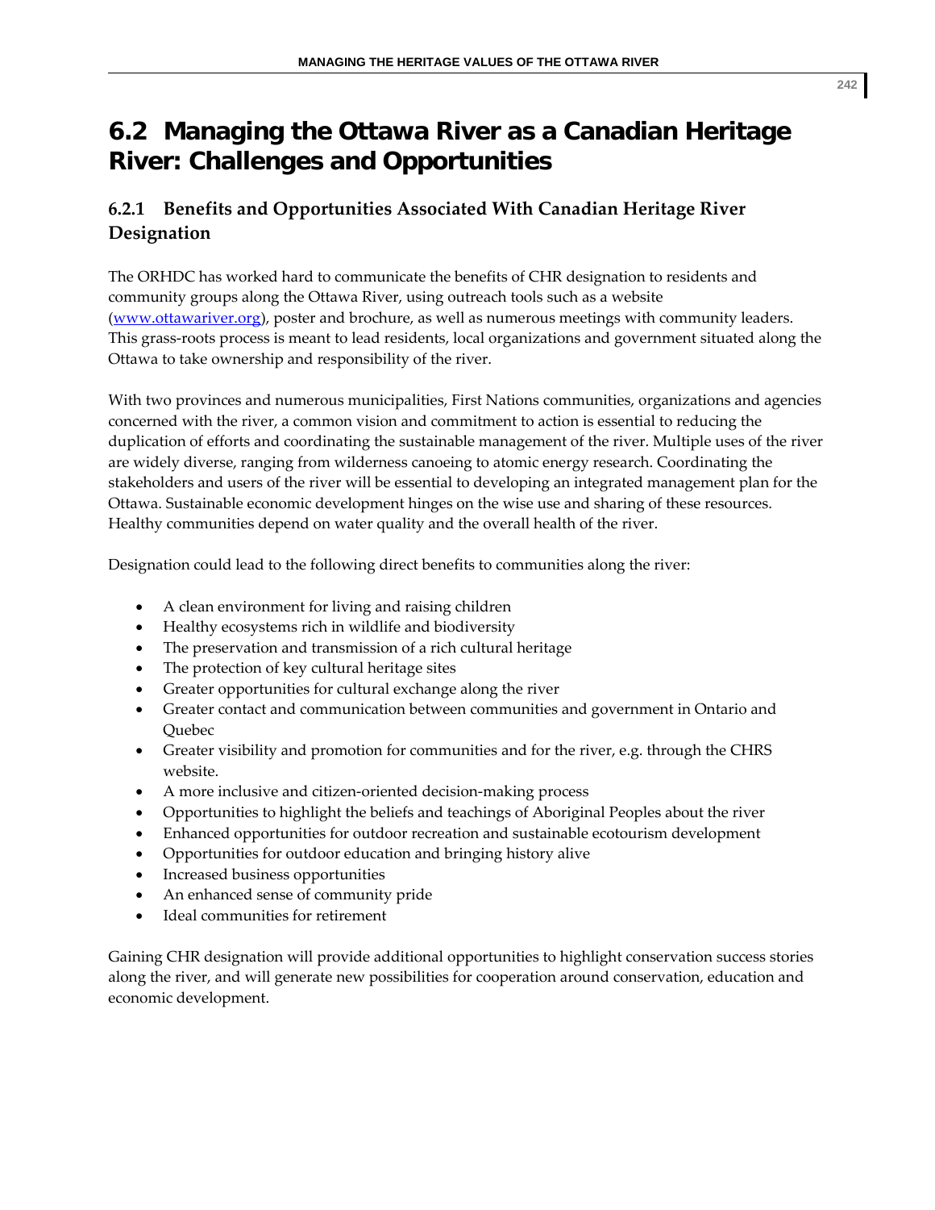# 6.2 Managing the Ottawa River as a Canadian Heritage River: Challenges and Opportunities

## 6.2.1 Benefits and Opportunities Associated With Canadian Heritage River Designation

The ORHDC has worked hard to communicate the benefits of CHR designation to residents and community groups along the Ottawa River, using outreach tools such as a website (www.ottawariver.org), poster and brochure, as well as numerous meetings with community leaders. This grass-roots process is meant to lead residents, local organizations and government situated along the Ottawa to take ownership and responsibility of the river.

With two provinces and numerous municipalities, First Nations communities, organizations and agencies concerned with the river, a common vision and commitment to action is essential to reducing the duplication of efforts and coordinating the sustainable management of the river. Multiple uses of the river are widely diverse, ranging from wilderness canoeing to atomic energy research. Coordinating the stakeholders and users of the river will be essential to developing an integrated management plan for the Ottawa. Sustainable economic development hinges on the wise use and sharing of these resources. Healthy communities depend on water quality and the overall health of the river.

Designation could lead to the following direct benefits to communities along the river:

- A clean environment for living and raising children
- Healthy ecosystems rich in wildlife and biodiversity
- The preservation and transmission of a rich cultural heritage
- The protection of key cultural heritage sites
- Greater opportunities for cultural exchange along the river
- Greater contact and communication between communities and government in Ontario and Quebec
- Greater visibility and promotion for communities and for the river, e.g. through the CHRS website.
- A more inclusive and citizen-oriented decision-making process
- Opportunities to highlight the beliefs and teachings of Aboriginal Peoples about the river
- Enhanced opportunities for outdoor recreation and sustainable ecotourism development
- Opportunities for outdoor education and bringing history alive
- Increased business opportunities
- An enhanced sense of community pride
- Ideal communities for retirement

Gaining CHR designation will provide additional opportunities to highlight conservation success stories along the river, and will generate new possibilities for cooperation around conservation, education and economic development.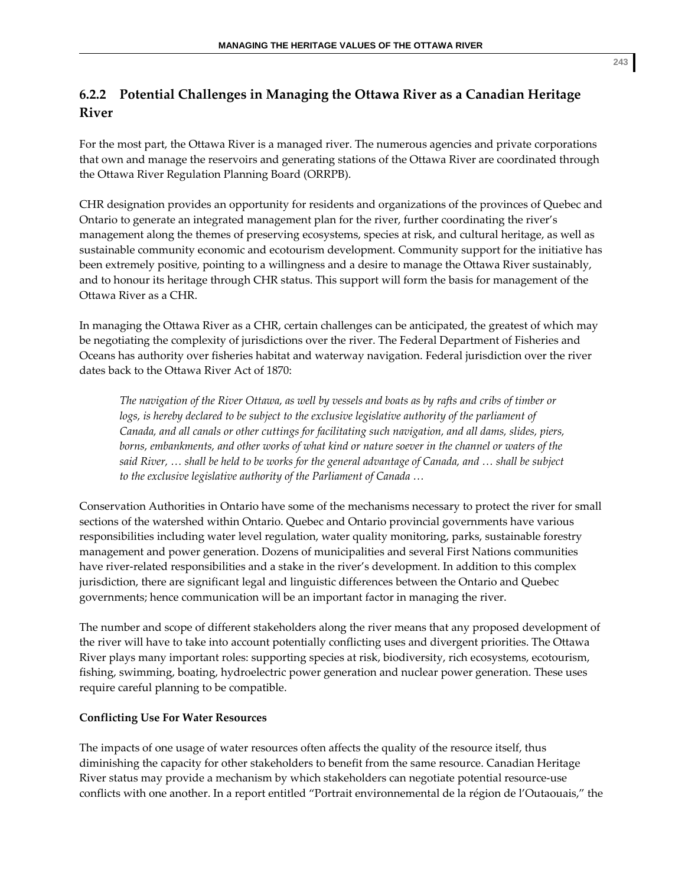### 6.2.2 Potential Challenges in Managing the Ottawa River as a Canadian Heritage River

For the most part, the Ottawa River is a managed river. The numerous agencies and private corporations that own and manage the reservoirs and generating stations of the Ottawa River are coordinated through the Ottawa River Regulation Planning Board (ORRPB).

CHR designation provides an opportunity for residents and organizations of the provinces of Quebec and Ontario to generate an integrated management plan for the river, further coordinating the river's management along the themes of preserving ecosystems, species at risk, and cultural heritage, as well as sustainable community economic and ecotourism development. Community support for the initiative has been extremely positive, pointing to a willingness and a desire to manage the Ottawa River sustainably, and to honour its heritage through CHR status. This support will form the basis for management of the Ottawa River as a CHR.

In managing the Ottawa River as a CHR, certain challenges can be anticipated, the greatest of which may be negotiating the complexity of jurisdictions over the river. The Federal Department of Fisheries and Oceans has authority over fisheries habitat and waterway navigation. Federal jurisdiction over the river dates back to the Ottawa River Act of 1870:

> *The navigation of the River Ottawa, as well by vessels and boats as by rafts and cribs of timber or logs, is hereby declared to be subject to the exclusive legislative authority of the parliament of Canada, and all canals or other cuttings for facilitating such navigation, and all dams, slides, piers, borns, embankments, and other works of what kind or nature soever in the channel or waters of the said River, … shall be held to be works for the general advantage of Canada, and … shall be subject to the exclusive legislative authority of the Parliament of Canada …*

Conservation Authorities in Ontario have some of the mechanisms necessary to protect the river for small sections of the watershed within Ontario. Quebec and Ontario provincial governments have various responsibilities including water level regulation, water quality monitoring, parks, sustainable forestry management and power generation. Dozens of municipalities and several First Nations communities have river-related responsibilities and a stake in the river's development. In addition to this complex jurisdiction, there are significant legal and linguistic differences between the Ontario and Quebec governments; hence communication will be an important factor in managing the river.

The number and scope of different stakeholders along the river means that any proposed development of the river will have to take into account potentially conflicting uses and divergent priorities. The Ottawa River plays many important roles: supporting species at risk, biodiversity, rich ecosystems, ecotourism, fishing, swimming, boating, hydroelectric power generation and nuclear power generation. These uses require careful planning to be compatible.

**Conflicting Use For Water Resources**

The impacts of one usage of water resources often affects the quality of the resource itself, thus diminishing the capacity for other stakeholders to benefit from the same resource. Canadian Heritage River status may provide a mechanism by which stakeholders can negotiate potential resource-use conflicts with one another. In a report entitled "Portrait environnemental de la région de l'Outaouais," the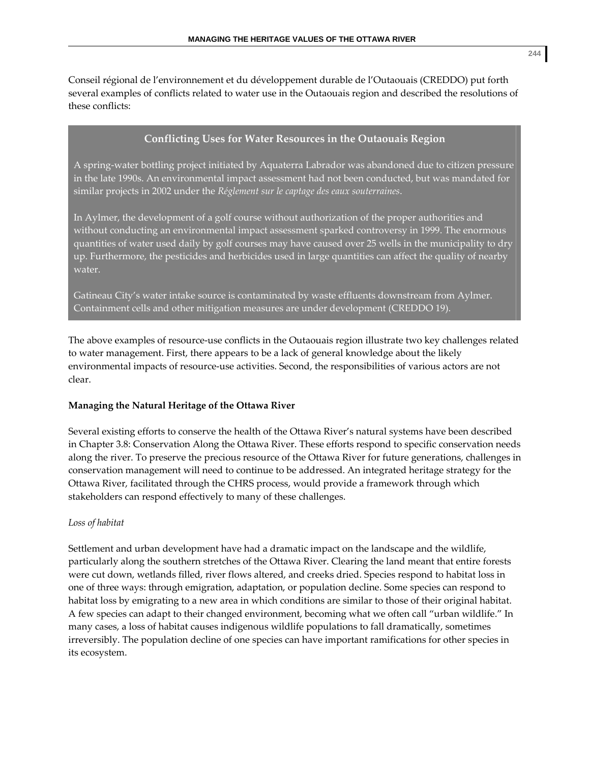Conseil régional de l'environnement et du développement durable de l'Outaouais (CREDDO) put forth several examples of conflicts related to water use in the Outaouais region and described the resolutions of these conflicts:

> **Conflicting Uses for Water Resources in the Outaouais Region**
>
> A spring-water bottling project initiated by Aquaterra Labrador was abandoned due to citizen pressure in the late 1990s. An environmental impact assessment had not been conducted, but was mandated for similar projects in 2002 under the *Réglement sur le captage des eaux souterraines*.
>
> In Aylmer, the development of a golf course without authorization of the proper authorities and without conducting an environmental impact assessment sparked controversy in 1999. The enormous quantities of water used daily by golf courses may have caused over 25 wells in the municipality to dry up. Furthermore, the pesticides and herbicides used in large quantities can affect the quality of nearby water.
>
> Gatineau City's water intake source is contaminated by waste effluents downstream from Aylmer. Containment cells and other mitigation measures are under development (CREDDO 19).

The above examples of resource-use conflicts in the Outaouais region illustrate two key challenges related to water management. First, there appears to be a lack of general knowledge about the likely environmental impacts of resource-use activities. Second, the responsibilities of various actors are not clear.

**Managing the Natural Heritage of the Ottawa River**

Several existing efforts to conserve the health of the Ottawa River's natural systems have been described in Chapter 3.8: Conservation Along the Ottawa River. These efforts respond to specific conservation needs along the river. To preserve the precious resource of the Ottawa River for future generations, challenges in conservation management will need to continue to be addressed. An integrated heritage strategy for the Ottawa River, facilitated through the CHRS process, would provide a framework through which stakeholders can respond effectively to many of these challenges.

*Loss of habitat*

Settlement and urban development have had a dramatic impact on the landscape and the wildlife, particularly along the southern stretches of the Ottawa River. Clearing the land meant that entire forests were cut down, wetlands filled, river flows altered, and creeks dried. Species respond to habitat loss in one of three ways: through emigration, adaptation, or population decline. Some species can respond to habitat loss by emigrating to a new area in which conditions are similar to those of their original habitat. A few species can adapt to their changed environment, becoming what we often call "urban wildlife." In many cases, a loss of habitat causes indigenous wildlife populations to fall dramatically, sometimes irreversibly. The population decline of one species can have important ramifications for other species in its ecosystem.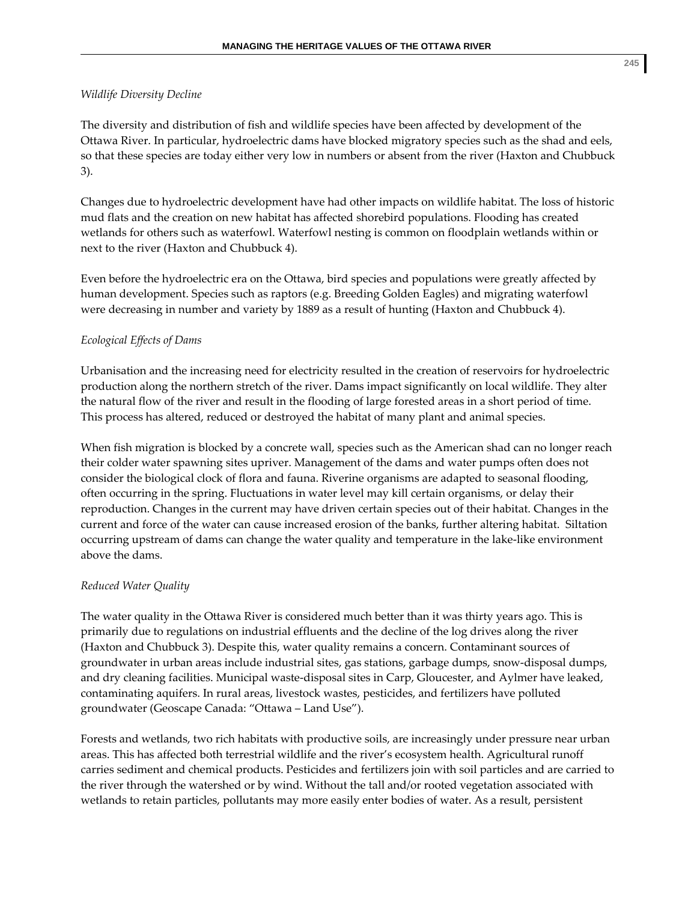*Wildlife Diversity Decline*

The diversity and distribution of fish and wildlife species have been affected by development of the Ottawa River. In particular, hydroelectric dams have blocked migratory species such as the shad and eels, so that these species are today either very low in numbers or absent from the river (Haxton and Chubbuck 3).

Changes due to hydroelectric development have had other impacts on wildlife habitat. The loss of historic mud flats and the creation on new habitat has affected shorebird populations. Flooding has created wetlands for others such as waterfowl. Waterfowl nesting is common on floodplain wetlands within or next to the river (Haxton and Chubbuck 4).

Even before the hydroelectric era on the Ottawa, bird species and populations were greatly affected by human development. Species such as raptors (e.g. Breeding Golden Eagles) and migrating waterfowl were decreasing in number and variety by 1889 as a result of hunting (Haxton and Chubbuck 4).

*Ecological Effects of Dams*

Urbanisation and the increasing need for electricity resulted in the creation of reservoirs for hydroelectric production along the northern stretch of the river. Dams impact significantly on local wildlife. They alter the natural flow of the river and result in the flooding of large forested areas in a short period of time. This process has altered, reduced or destroyed the habitat of many plant and animal species.

When fish migration is blocked by a concrete wall, species such as the American shad can no longer reach their colder water spawning sites upriver. Management of the dams and water pumps often does not consider the biological clock of flora and fauna. Riverine organisms are adapted to seasonal flooding, often occurring in the spring. Fluctuations in water level may kill certain organisms, or delay their reproduction. Changes in the current may have driven certain species out of their habitat. Changes in the current and force of the water can cause increased erosion of the banks, further altering habitat. Siltation occurring upstream of dams can change the water quality and temperature in the lake-like environment above the dams.

*Reduced Water Quality*

The water quality in the Ottawa River is considered much better than it was thirty years ago. This is primarily due to regulations on industrial effluents and the decline of the log drives along the river (Haxton and Chubbuck 3). Despite this, water quality remains a concern. Contaminant sources of groundwater in urban areas include industrial sites, gas stations, garbage dumps, snow-disposal dumps, and dry cleaning facilities. Municipal waste-disposal sites in Carp, Gloucester, and Aylmer have leaked, contaminating aquifers. In rural areas, livestock wastes, pesticides, and fertilizers have polluted groundwater (Geoscape Canada: "Ottawa – Land Use").

Forests and wetlands, two rich habitats with productive soils, are increasingly under pressure near urban areas. This has affected both terrestrial wildlife and the river's ecosystem health. Agricultural runoff carries sediment and chemical products. Pesticides and fertilizers join with soil particles and are carried to the river through the watershed or by wind. Without the tall and/or rooted vegetation associated with wetlands to retain particles, pollutants may more easily enter bodies of water. As a result, persistent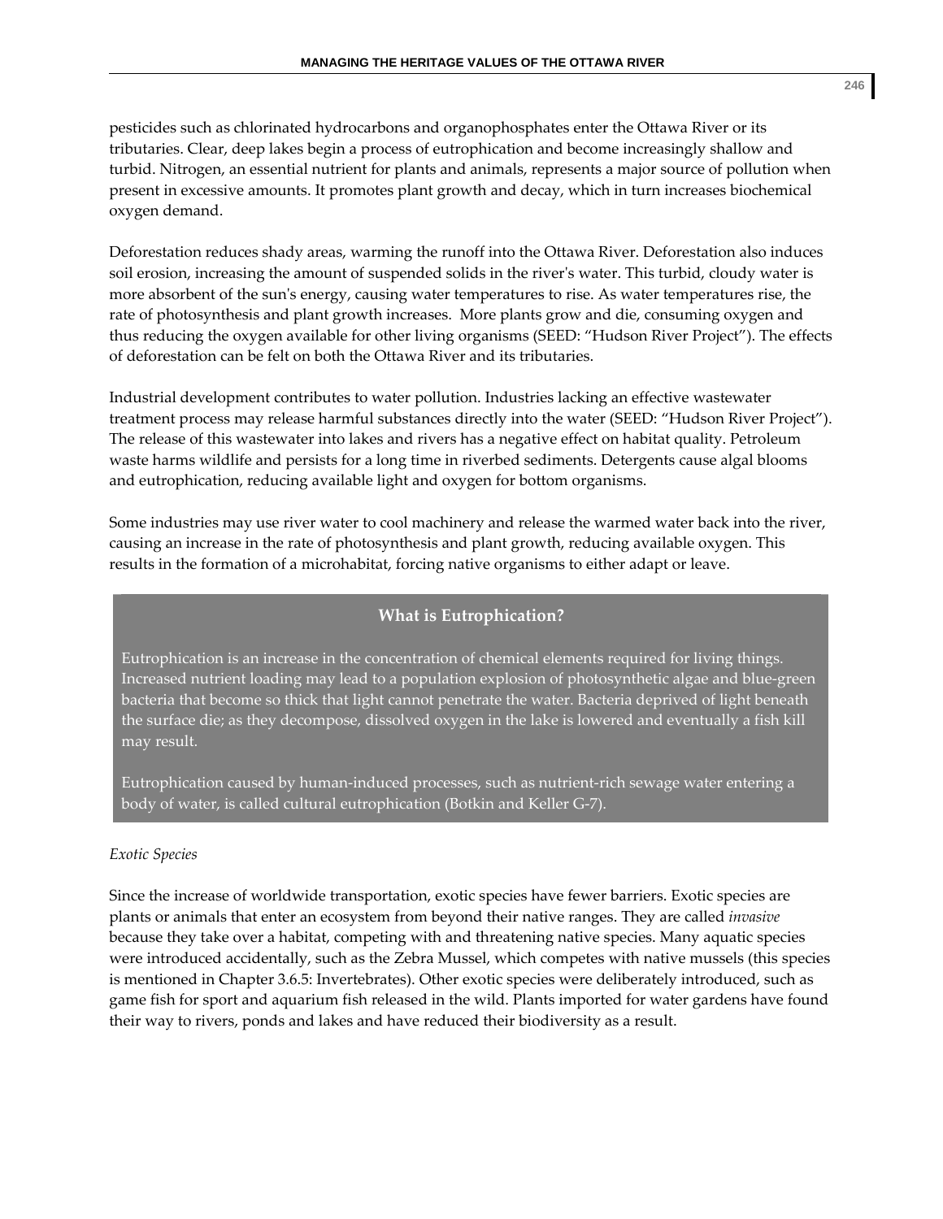pesticides such as chlorinated hydrocarbons and organophosphates enter the Ottawa River or its tributaries. Clear, deep lakes begin a process of eutrophication and become increasingly shallow and turbid. Nitrogen, an essential nutrient for plants and animals, represents a major source of pollution when present in excessive amounts. It promotes plant growth and decay, which in turn increases biochemical oxygen demand.

Deforestation reduces shady areas, warming the runoff into the Ottawa River. Deforestation also induces soil erosion, increasing the amount of suspended solids in the river's water. This turbid, cloudy water is more absorbent of the sun's energy, causing water temperatures to rise. As water temperatures rise, the rate of photosynthesis and plant growth increases. More plants grow and die, consuming oxygen and thus reducing the oxygen available for other living organisms (SEED: "Hudson River Project"). The effects of deforestation can be felt on both the Ottawa River and its tributaries.

Industrial development contributes to water pollution. Industries lacking an effective wastewater treatment process may release harmful substances directly into the water (SEED: "Hudson River Project"). The release of this wastewater into lakes and rivers has a negative effect on habitat quality. Petroleum waste harms wildlife and persists for a long time in riverbed sediments. Detergents cause algal blooms and eutrophication, reducing available light and oxygen for bottom organisms.

Some industries may use river water to cool machinery and release the warmed water back into the river, causing an increase in the rate of photosynthesis and plant growth, reducing available oxygen. This results in the formation of a microhabitat, forcing native organisms to either adapt or leave.

**What is Eutrophication?**

Eutrophication is an increase in the concentration of chemical elements required for living things. Increased nutrient loading may lead to a population explosion of photosynthetic algae and blue-green bacteria that become so thick that light cannot penetrate the water. Bacteria deprived of light beneath the surface die; as they decompose, dissolved oxygen in the lake is lowered and eventually a fish kill may result.

Eutrophication caused by human-induced processes, such as nutrient-rich sewage water entering a body of water, is called cultural eutrophication (Botkin and Keller G-7).

*Exotic Species*

Since the increase of worldwide transportation, exotic species have fewer barriers. Exotic species are plants or animals that enter an ecosystem from beyond their native ranges. They are called *invasive* because they take over a habitat, competing with and threatening native species. Many aquatic species were introduced accidentally, such as the Zebra Mussel, which competes with native mussels (this species is mentioned in Chapter 3.6.5: Invertebrates). Other exotic species were deliberately introduced, such as game fish for sport and aquarium fish released in the wild. Plants imported for water gardens have found their way to rivers, ponds and lakes and have reduced their biodiversity as a result.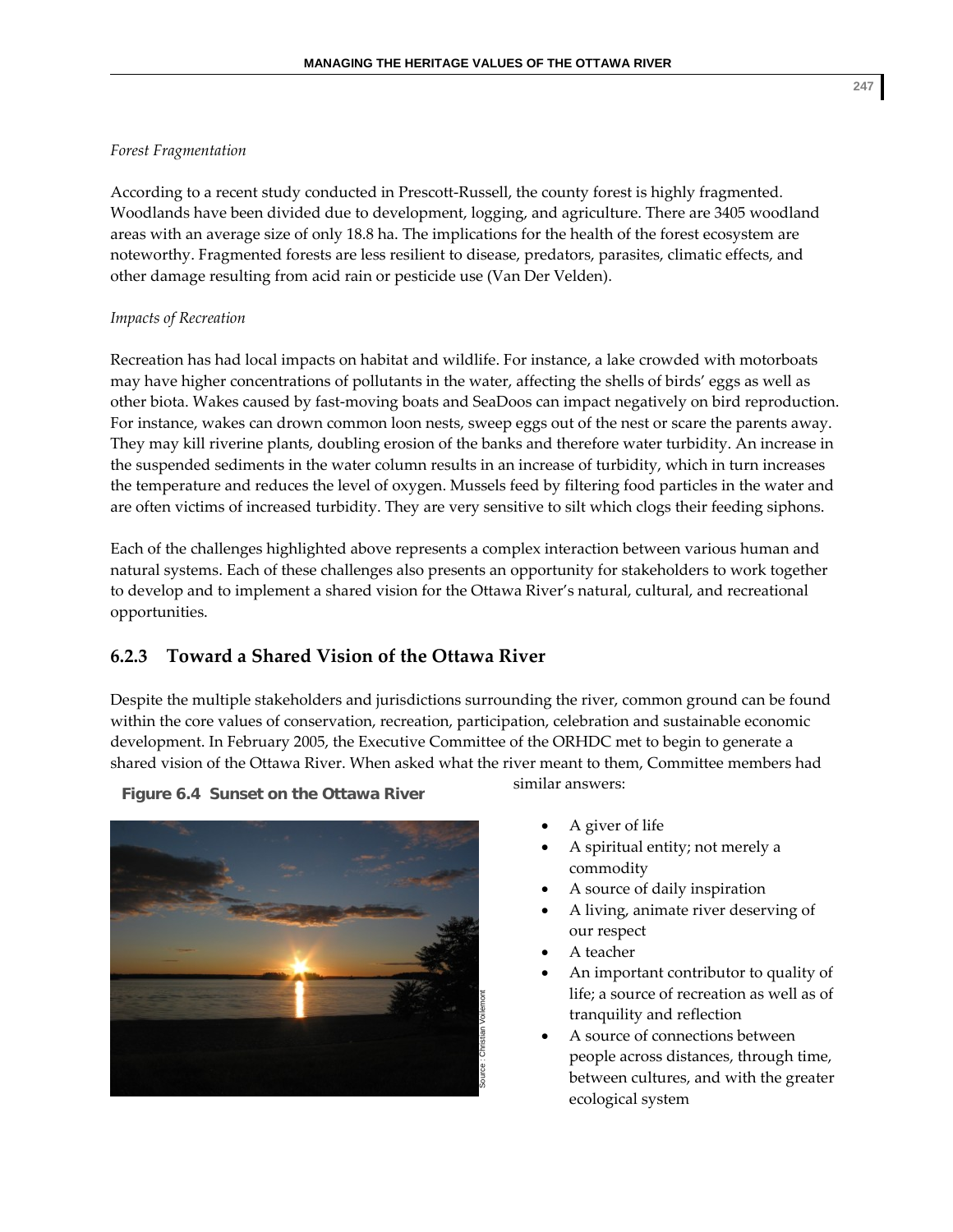*Forest Fragmentation*

According to a recent study conducted in Prescott-Russell, the county forest is highly fragmented. Woodlands have been divided due to development, logging, and agriculture. There are 3405 woodland areas with an average size of only 18.8 ha. The implications for the health of the forest ecosystem are noteworthy. Fragmented forests are less resilient to disease, predators, parasites, climatic effects, and other damage resulting from acid rain or pesticide use (Van Der Velden).

*Impacts of Recreation*

Recreation has had local impacts on habitat and wildlife. For instance, a lake crowded with motorboats may have higher concentrations of pollutants in the water, affecting the shells of birds' eggs as well as other biota. Wakes caused by fast-moving boats and SeaDoos can impact negatively on bird reproduction. For instance, wakes can drown common loon nests, sweep eggs out of the nest or scare the parents away. They may kill riverine plants, doubling erosion of the banks and therefore water turbidity. An increase in the suspended sediments in the water column results in an increase of turbidity, which in turn increases the temperature and reduces the level of oxygen. Mussels feed by filtering food particles in the water and are often victims of increased turbidity. They are very sensitive to silt which clogs their feeding siphons.

Each of the challenges highlighted above represents a complex interaction between various human and natural systems. Each of these challenges also presents an opportunity for stakeholders to work together to develop and to implement a shared vision for the Ottawa River's natural, cultural, and recreational opportunities.

### 6.2.3 Toward a Shared Vision of the Ottawa River

Despite the multiple stakeholders and jurisdictions surrounding the river, common ground can be found within the core values of conservation, recreation, participation, celebration and sustainable economic development. In February 2005, the Executive Committee of the ORHDC met to begin to generate a shared vision of the Ottawa River. When asked what the river meant to them, Committee members had similar answers:

- A giver of life
- A spiritual entity; not merely a commodity
- A source of daily inspiration
- A living, animate river deserving of our respect
- A teacher
- An important contributor to quality of life; a source of recreation as well as of tranquility and reflection
- A source of connections between people across distances, through time, between cultures, and with the greater ecological system

**Figure 6.4 Sunset on the Ottawa River**

Source : Christian Voilemont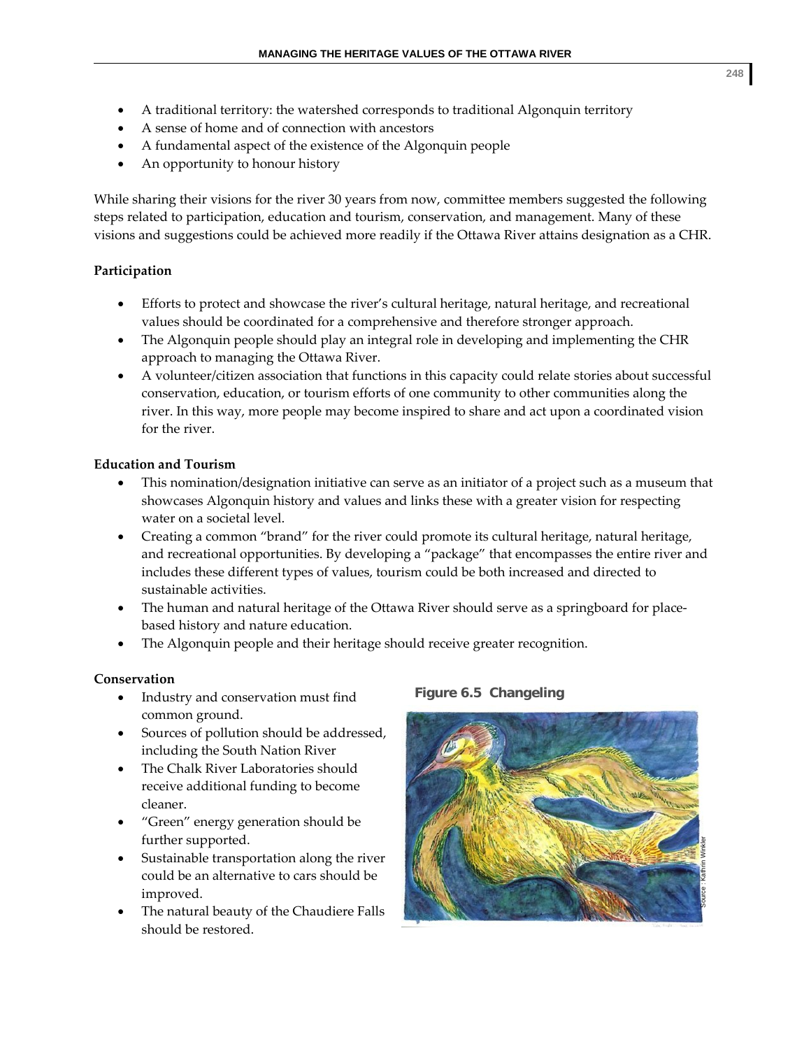- A traditional territory: the watershed corresponds to traditional Algonquin territory
- A sense of home and of connection with ancestors
- A fundamental aspect of the existence of the Algonquin people
- An opportunity to honour history

While sharing their visions for the river 30 years from now, committee members suggested the following steps related to participation, education and tourism, conservation, and management. Many of these visions and suggestions could be achieved more readily if the Ottawa River attains designation as a CHR.

**Participation**

- Efforts to protect and showcase the river's cultural heritage, natural heritage, and recreational values should be coordinated for a comprehensive and therefore stronger approach.
- The Algonquin people should play an integral role in developing and implementing the CHR approach to managing the Ottawa River.
- A volunteer/citizen association that functions in this capacity could relate stories about successful conservation, education, or tourism efforts of one community to other communities along the river. In this way, more people may become inspired to share and act upon a coordinated vision for the river.

**Education and Tourism**

- This nomination/designation initiative can serve as an initiator of a project such as a museum that showcases Algonquin history and values and links these with a greater vision for respecting water on a societal level.
- Creating a common "brand" for the river could promote its cultural heritage, natural heritage, and recreational opportunities. By developing a "package" that encompasses the entire river and includes these different types of values, tourism could be both increased and directed to sustainable activities.
- The human and natural heritage of the Ottawa River should serve as a springboard for place-based history and nature education.
- The Algonquin people and their heritage should receive greater recognition.

**Conservation**

- Industry and conservation must find common ground.
- Sources of pollution should be addressed, including the South Nation River
- The Chalk River Laboratories should receive additional funding to become cleaner.
- "Green" energy generation should be further supported.
- Sustainable transportation along the river could be an alternative to cars should be improved.
- The natural beauty of the Chaudiere Falls should be restored.

**Figure 6.5 Changeling**

Source : Kathrin Winkler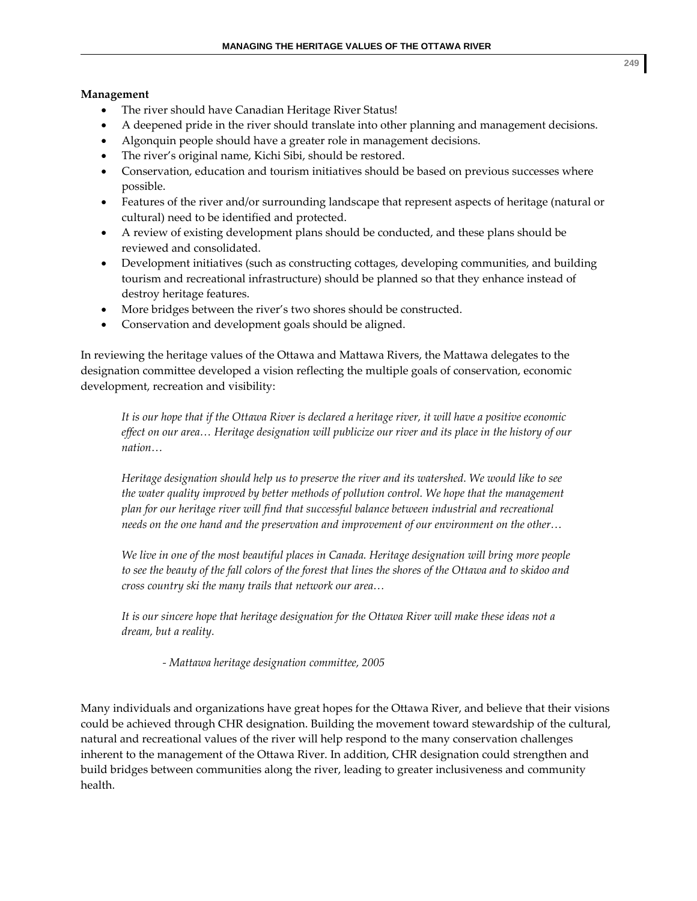**Management**

- The river should have Canadian Heritage River Status!
- A deepened pride in the river should translate into other planning and management decisions.
- Algonquin people should have a greater role in management decisions.
- The river's original name, Kichi Sibi, should be restored.
- Conservation, education and tourism initiatives should be based on previous successes where possible.
- Features of the river and/or surrounding landscape that represent aspects of heritage (natural or cultural) need to be identified and protected.
- A review of existing development plans should be conducted, and these plans should be reviewed and consolidated.
- Development initiatives (such as constructing cottages, developing communities, and building tourism and recreational infrastructure) should be planned so that they enhance instead of destroy heritage features.
- More bridges between the river's two shores should be constructed.
- Conservation and development goals should be aligned.

In reviewing the heritage values of the Ottawa and Mattawa Rivers, the Mattawa delegates to the designation committee developed a vision reflecting the multiple goals of conservation, economic development, recreation and visibility:

> *It is our hope that if the Ottawa River is declared a heritage river, it will have a positive economic effect on our area… Heritage designation will publicize our river and its place in the history of our nation…*
>
> *Heritage designation should help us to preserve the river and its watershed. We would like to see the water quality improved by better methods of pollution control. We hope that the management plan for our heritage river will find that successful balance between industrial and recreational needs on the one hand and the preservation and improvement of our environment on the other…*
>
> *We live in one of the most beautiful places in Canada. Heritage designation will bring more people to see the beauty of the fall colors of the forest that lines the shores of the Ottawa and to skidoo and cross country ski the many trails that network our area…*
>
> *It is our sincere hope that heritage designation for the Ottawa River will make these ideas not a dream, but a reality.*
>
> *- Mattawa heritage designation committee, 2005*

Many individuals and organizations have great hopes for the Ottawa River, and believe that their visions could be achieved through CHR designation. Building the movement toward stewardship of the cultural, natural and recreational values of the river will help respond to the many conservation challenges inherent to the management of the Ottawa River. In addition, CHR designation could strengthen and build bridges between communities along the river, leading to greater inclusiveness and community health.